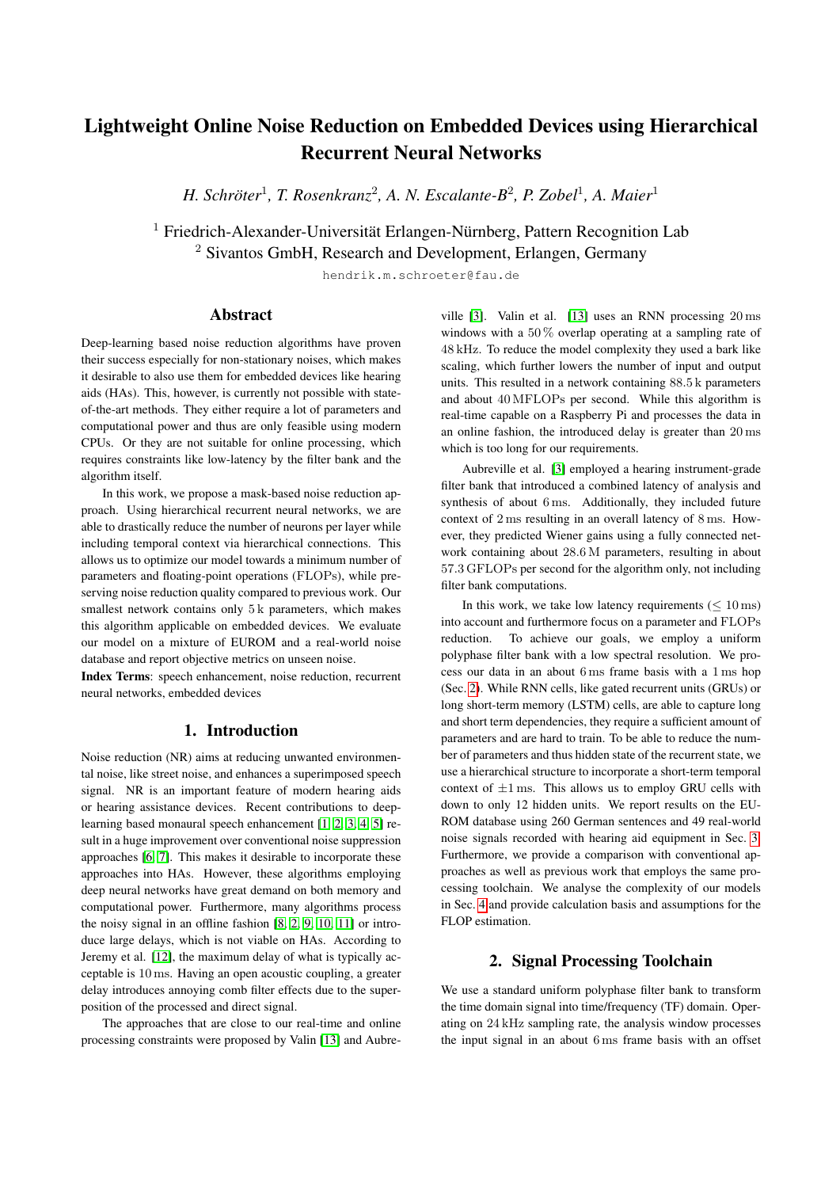# Lightweight Online Noise Reduction on Embedded Devices using Hierarchical Recurrent Neural Networks

*H. Schröter[1], T. Rosenkranz[2], A. N. Escalante-B[2], P. Zobel[1], A. Maier[1]*

[1] Friedrich-Alexander-Universität Erlangen-Nürnberg, Pattern Recognition Lab
[2] Sivantos GmbH, Research and Development, Erlangen, Germany

hendrik.m.schroeter@fau.de

## Abstract

Deep-learning based noise reduction algorithms have proven their success especially for non-stationary noises, which makes it desirable to also use them for embedded devices like hearing aids (HAs). This, however, is currently not possible with state-of-the-art methods. They either require a lot of parameters and computational power and thus are only feasible using modern CPUs. Or they are not suitable for online processing, which requires constraints like low-latency by the filter bank and the algorithm itself.

In this work, we propose a mask-based noise reduction approach. Using hierarchical recurrent neural networks, we are able to drastically reduce the number of neurons per layer while including temporal context via hierarchical connections. This allows us to optimize our model towards a minimum number of parameters and floating-point operations (FLOPs), while preserving noise reduction quality compared to previous work. Our smallest network contains only 5 k parameters, which makes this algorithm applicable on embedded devices. We evaluate our model on a mixture of EUROM and a real-world noise database and report objective metrics on unseen noise.

**Index Terms**: speech enhancement, noise reduction, recurrent neural networks, embedded devices

## 1. Introduction

Noise reduction (NR) aims at reducing unwanted environmental noise, like street noise, and enhances a superimposed speech signal. NR is an important feature of modern hearing aids or hearing assistance devices. Recent contributions to deep-learning based monaural speech enhancement [1, 2, 3, 4, 5] result in a huge improvement over conventional noise suppression approaches [6, 7]. This makes it desirable to incorporate these approaches into HAs. However, these algorithms employing deep neural networks have great demand on both memory and computational power. Furthermore, many algorithms process the noisy signal in an offline fashion [8, 2, 9, 10, 11] or introduce large delays, which is not viable on HAs. According to Jeremy et al. [12], the maximum delay of what is typically acceptable is 10 ms. Having an open acoustic coupling, a greater delay introduces annoying comb filter effects due to the superposition of the processed and direct signal.

The approaches that are close to our real-time and online processing constraints were proposed by Valin [13] and Aubreville [3]. Valin et al. [13] uses an RNN processing 20 ms windows with a 50 % overlap operating at a sampling rate of 48 kHz. To reduce the model complexity they used a bark like scaling, which further lowers the number of input and output units. This resulted in a network containing 88.5 k parameters and about 40 MFLOPs per second. While this algorithm is real-time capable on a Raspberry Pi and processes the data in an online fashion, the introduced delay is greater than 20 ms which is too long for our requirements.

Aubreville et al. [3] employed a hearing instrument-grade filter bank that introduced a combined latency of analysis and synthesis of about 6 ms. Additionally, they included future context of 2 ms resulting in an overall latency of 8 ms. However, they predicted Wiener gains using a fully connected network containing about 28.6 M parameters, resulting in about 57.3 GFLOPs per second for the algorithm only, not including filter bank computations.

In this work, we take low latency requirements ($\leq$ 10 ms) into account and furthermore focus on a parameter and FLOPs reduction. To achieve our goals, we employ a uniform polyphase filter bank with a low spectral resolution. We process our data in an about 6 ms frame basis with a 1 ms hop (Sec. 2). While RNN cells, like gated recurrent units (GRUs) or long short-term memory (LSTM) cells, are able to capture long and short term dependencies, they require a sufficient amount of parameters and are hard to train. To be able to reduce the number of parameters and thus hidden state of the recurrent state, we use a hierarchical structure to incorporate a short-term temporal context of $\pm$1 ms. This allows us to employ GRU cells with down to only 12 hidden units. We report results on the EUROM database using 260 German sentences and 49 real-world noise signals recorded with hearing aid equipment in Sec. 3. Furthermore, we provide a comparison with conventional approaches as well as previous work that employs the same processing toolchain. We analyse the complexity of our models in Sec. 4 and provide calculation basis and assumptions for the FLOP estimation.

## 2. Signal Processing Toolchain

We use a standard uniform polyphase filter bank to transform the time domain signal into time/frequency (TF) domain. Operating on 24 kHz sampling rate, the analysis window processes the input signal in an about 6 ms frame basis with an offset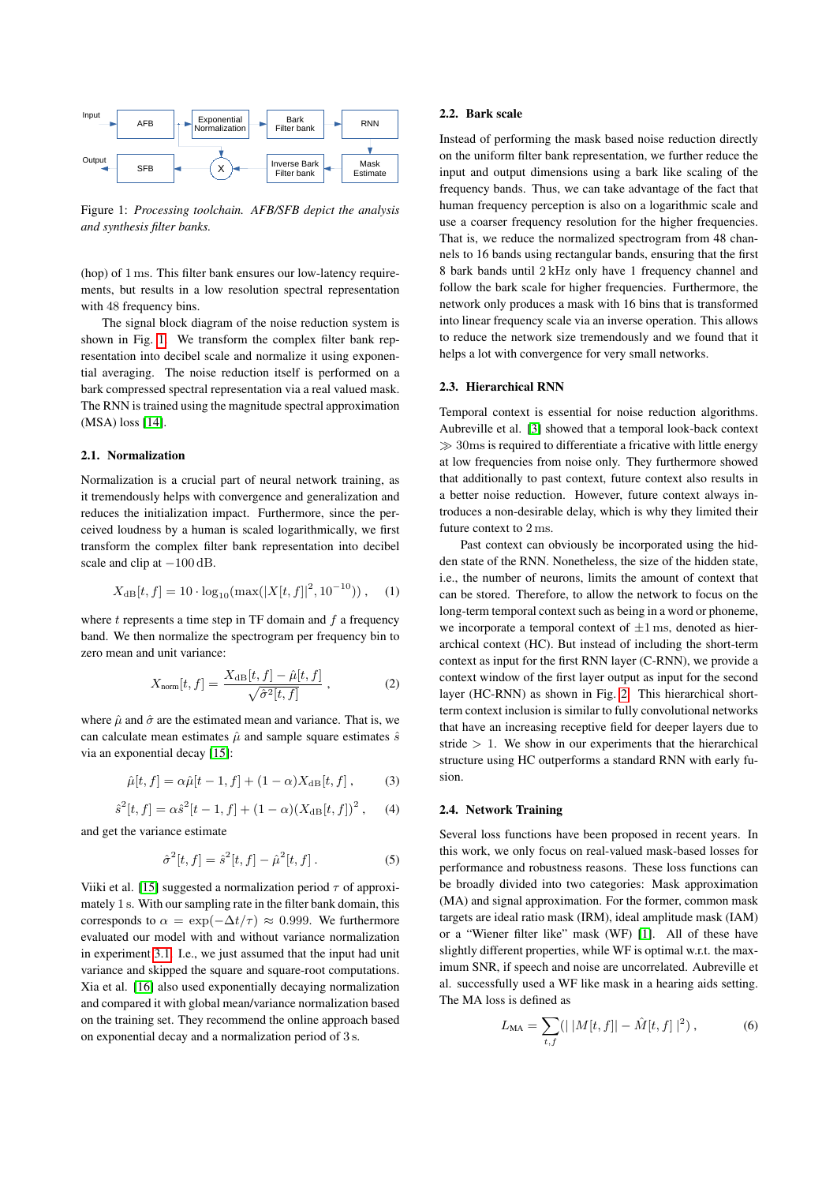Figure 1: *Processing toolchain. AFB/SFB depict the analysis and synthesis filter banks.*

(hop) of 1 ms. This filter bank ensures our low-latency requirements, but results in a low resolution spectral representation with 48 frequency bins.

The signal block diagram of the noise reduction system is shown in Fig. 1. We transform the complex filter bank representation into decibel scale and normalize it using exponential averaging. The noise reduction itself is performed on a bark compressed spectral representation via a real valued mask. The RNN is trained using the magnitude spectral approximation (MSA) loss [14].

### 2.1. Normalization

Normalization is a crucial part of neural network training, as it tremendously helps with convergence and generalization and reduces the initialization impact. Furthermore, since the perceived loudness by a human is scaled logarithmically, we first transform the complex filter bank representation into decibel scale and clip at $-100\,\mathrm{dB}$.

$$X_{\mathrm{dB}}[t,f] = 10 \cdot \log_{10}(\max(|X[t,f]|^2, 10^{-10})) \,, \quad (1)$$

where $t$ represents a time step in TF domain and $f$ a frequency band. We then normalize the spectrogram per frequency bin to zero mean and unit variance:

$$X_{\mathrm{norm}}[t,f] = \frac{X_{\mathrm{dB}}[t,f] - \hat{\mu}[t,f]}{\sqrt{\hat{\sigma}^2[t,f]}} \,, \quad (2)$$

where $\hat{\mu}$ and $\hat{\sigma}$ are the estimated mean and variance. That is, we can calculate mean estimates $\hat{\mu}$ and sample square estimates $\hat{s}$ via an exponential decay [15]:

$$\hat{\mu}[t,f] = \alpha\hat{\mu}[t-1,f] + (1-\alpha)X_{\mathrm{dB}}[t,f] \,, \quad (3)$$

$$\hat{s}^2[t,f] = \alpha\hat{s}^2[t-1,f] + (1-\alpha)(X_{\mathrm{dB}}[t,f])^2 \,, \quad (4)$$

and get the variance estimate

$$\hat{\sigma}^2[t,f] = \hat{s}^2[t,f] - \hat{\mu}^2[t,f] \,. \quad (5)$$

Viiki et al. [15] suggested a normalization period $\tau$ of approximately 1 s. With our sampling rate in the filter bank domain, this corresponds to $\alpha = \exp(-\Delta t/\tau) \approx 0.999$. We furthermore evaluated our model with and without variance normalization in experiment 3.1. I.e., we just assumed that the input had unit variance and skipped the square and square-root computations. Xia et al. [16] also used exponentially decaying normalization and compared it with global mean/variance normalization based on the training set. They recommend the online approach based on exponential decay and a normalization period of 3 s.

### 2.2. Bark scale

Instead of performing the mask based noise reduction directly on the uniform filter bank representation, we further reduce the input and output dimensions using a bark like scaling of the frequency bands. Thus, we can take advantage of the fact that human frequency perception is also on a logarithmic scale and use a coarser frequency resolution for the higher frequencies. That is, we reduce the normalized spectrogram from 48 channels to 16 bands using rectangular bands, ensuring that the first 8 bark bands until 2 kHz only have 1 frequency channel and follow the bark scale for higher frequencies. Furthermore, the network only produces a mask with 16 bins that is transformed into linear frequency scale via an inverse operation. This allows to reduce the network size tremendously and we found that it helps a lot with convergence for very small networks.

### 2.3. Hierarchical RNN

Temporal context is essential for noise reduction algorithms. Aubreville et al. [3] showed that a temporal look-back context $\gg 30\,\mathrm{ms}$ is required to differentiate a fricative with little energy at low frequencies from noise only. They furthermore showed that additionally to past context, future context also results in a better noise reduction. However, future context always introduces a non-desirable delay, which is why they limited their future context to 2 ms.

Past context can obviously be incorporated using the hidden state of the RNN. Nonetheless, the size of the hidden state, i.e., the number of neurons, limits the amount of context that can be stored. Therefore, to allow the network to focus on the long-term temporal context such as being in a word or phoneme, we incorporate a temporal context of $\pm 1\,\mathrm{ms}$, denoted as hierarchical context (HC). But instead of including the short-term context as input for the first RNN layer (C-RNN), we provide a context window of the first layer output as input for the second layer (HC-RNN) as shown in Fig. 2. This hierarchical short-term context inclusion is similar to fully convolutional networks that have an increasing receptive field for deeper layers due to stride $> 1$. We show in our experiments that the hierarchical structure using HC outperforms a standard RNN with early fusion.

### 2.4. Network Training

Several loss functions have been proposed in recent years. In this work, we only focus on real-valued mask-based losses for performance and robustness reasons. These loss functions can be broadly divided into two categories: Mask approximation (MA) and signal approximation. For the former, common mask targets are ideal ratio mask (IRM), ideal amplitude mask (IAM) or a "Wiener filter like" mask (WF) [1]. All of these have slightly different properties, while WF is optimal w.r.t. the maximum SNR, if speech and noise are uncorrelated. Aubreville et al. successfully used a WF like mask in a hearing aids setting. The MA loss is defined as

$$L_{\mathrm{MA}} = \sum_{t,f}(|\,|M[t,f]| - \hat{M}[t,f]\,|^2) \,, \quad (6)$$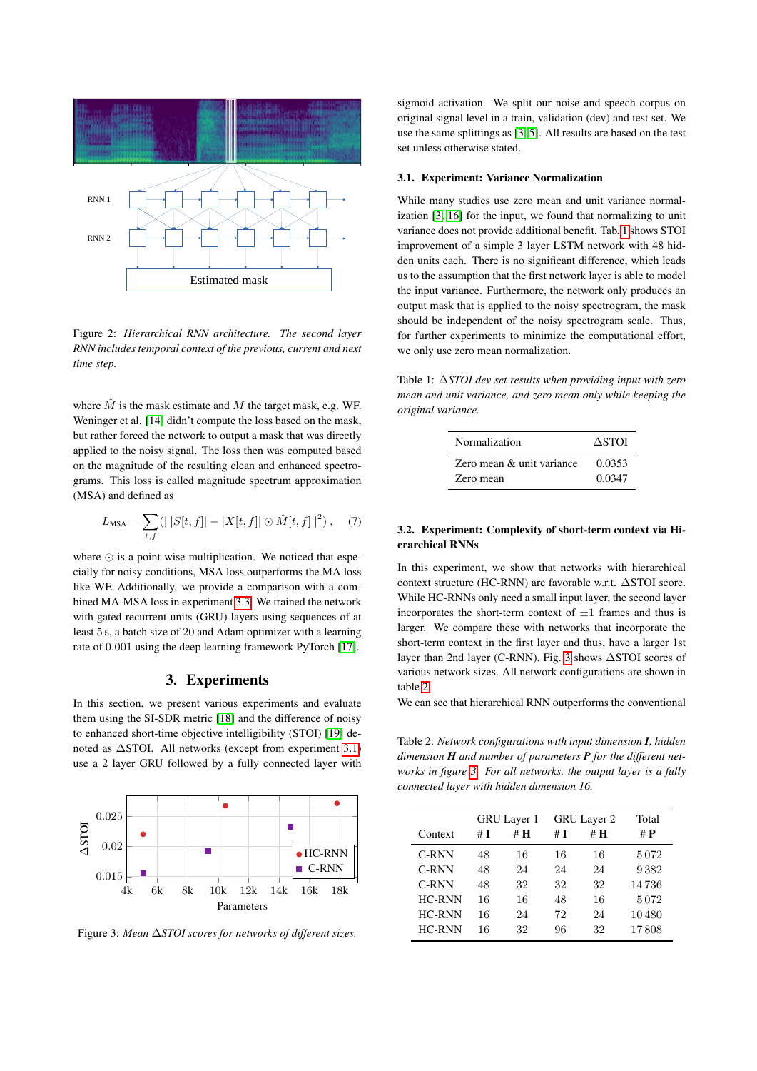Figure 2: *Hierarchical RNN architecture. The second layer RNN includes temporal context of the previous, current and next time step.*

where $\hat{M}$ is the mask estimate and $M$ the target mask, e.g. WF. Weninger et al. [14] didn't compute the loss based on the mask, but rather forced the network to output a mask that was directly applied to the noisy signal. The loss then was computed based on the magnitude of the resulting clean and enhanced spectrograms. This loss is called magnitude spectrum approximation (MSA) and defined as

$$L_{\text{MSA}} = \sum_{t,f} (|\, |S[t,f]| - |X[t,f]| \odot \hat{M}[t,f] \,|^2) \,, \quad (7)$$

where $\odot$ is a point-wise multiplication. We noticed that especially for noisy conditions, MSA loss outperforms the MA loss like WF. Additionally, we provide a comparison with a combined MA-MSA loss in experiment 3.3. We trained the network with gated recurrent units (GRU) layers using sequences of at least 5 s, a batch size of 20 and Adam optimizer with a learning rate of 0.001 using the deep learning framework PyTorch [17].

## 3. Experiments

In this section, we present various experiments and evaluate them using the SI-SDR metric [18] and the difference of noisy to enhanced short-time objective intelligibility (STOI) [19] denoted as $\Delta$STOI. All networks (except from experiment 3.1) use a 2 layer GRU followed by a fully connected layer with sigmoid activation. We split our noise and speech corpus on original signal level in a train, validation (dev) and test set. We use the same splittings as [3, 5]. All results are based on the test set unless otherwise stated.

Figure 3: *Mean $\Delta$STOI scores for networks of different sizes.*

### 3.1. Experiment: Variance Normalization

While many studies use zero mean and unit variance normalization [3, 16] for the input, we found that normalizing to unit variance does not provide additional benefit. Tab. 1 shows STOI improvement of a simple 3 layer LSTM network with 48 hidden units each. There is no significant difference, which leads us to the assumption that the first network layer is able to model the input variance. Furthermore, the network only produces an output mask that is applied to the noisy spectrogram, the mask should be independent of the noisy spectrogram scale. Thus, for further experiments to minimize the computational effort, we only use zero mean normalization.

Table 1: *$\Delta$STOI dev set results when providing input with zero mean and unit variance, and zero mean only while keeping the original variance.*

| Normalization | $\Delta$STOI |
|---|---|
| Zero mean & unit variance | 0.0353 |
| Zero mean | 0.0347 |

### 3.2. Experiment: Complexity of short-term context via Hierarchical RNNs

In this experiment, we show that networks with hierarchical context structure (HC-RNN) are favorable w.r.t. $\Delta$STOI score. While HC-RNNs only need a small input layer, the second layer incorporates the short-term context of $\pm 1$ frames and thus is larger. We compare these with networks that incorporate the short-term context in the first layer and thus, have a larger 1st layer than 2nd layer (C-RNN). Fig. 3 shows $\Delta$STOI scores of various network sizes. All network configurations are shown in table 2.

We can see that hierarchical RNN outperforms the conventional

Table 2: *Network configurations with input dimension **I**, hidden dimension **H** and number of parameters **P** for the different networks in figure 3. For all networks, the output layer is a fully connected layer with hidden dimension 16.*

| | GRU Layer 1 | | GRU Layer 2 | | Total |
|---|---|---|---|---|---|
| Context | # **I** | # **H** | # **I** | # **H** | # **P** |
| C-RNN | 48 | 16 | 16 | 16 | 5 072 |
| C-RNN | 48 | 24 | 24 | 24 | 9 382 |
| C-RNN | 48 | 32 | 32 | 32 | 14 736 |
| HC-RNN | 16 | 16 | 48 | 16 | 5 072 |
| HC-RNN | 16 | 24 | 72 | 24 | 10 480 |
| HC-RNN | 16 | 32 | 96 | 32 | 17 808 |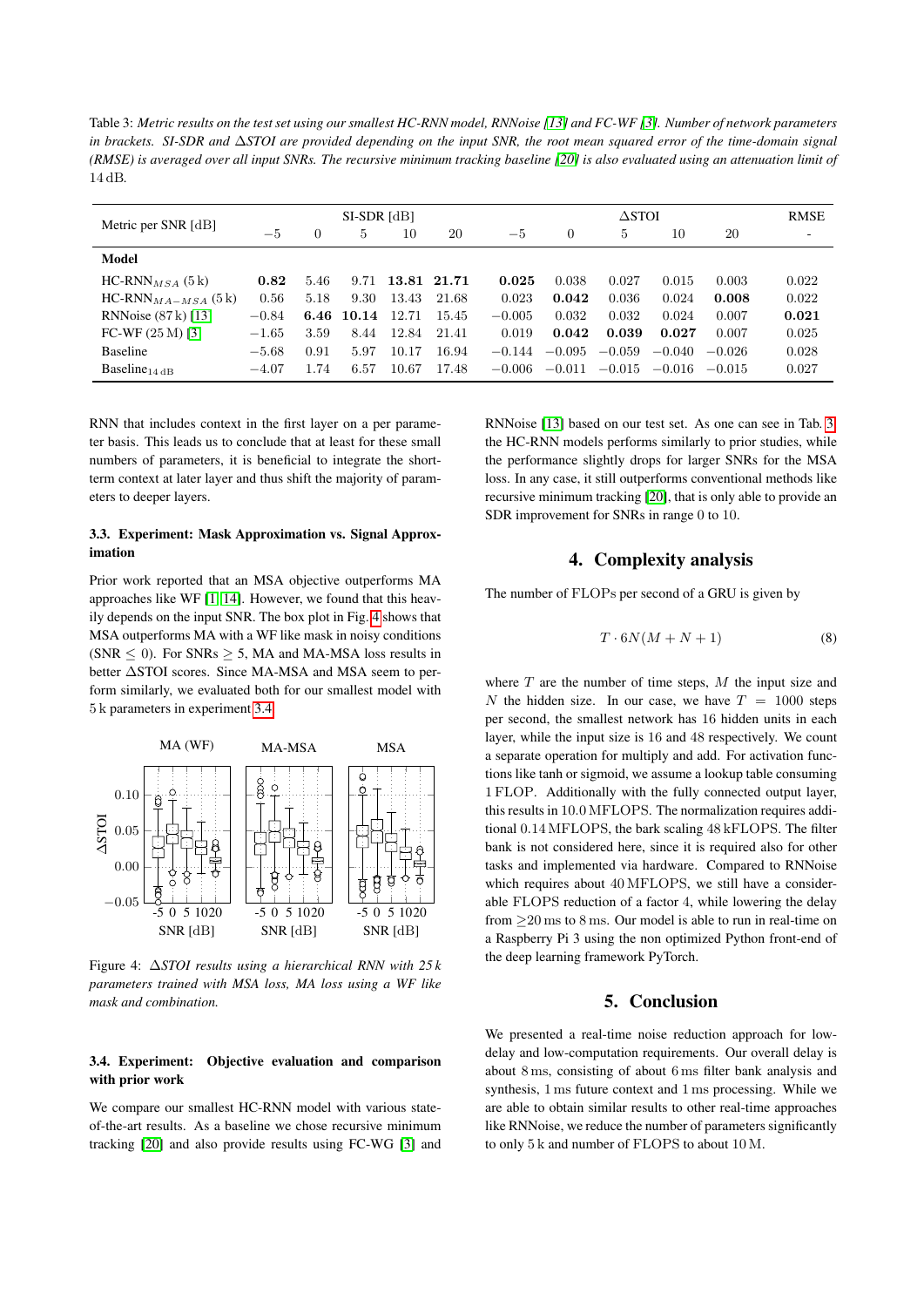Table 3: *Metric results on the test set using our smallest HC-RNN model, RNNoise [13] and FC-WF [3]. Number of network parameters in brackets. SI-SDR and ΔSTOI are provided depending on the input SNR, the root mean squared error of the time-domain signal (RMSE) is averaged over all input SNRs. The recursive minimum tracking baseline [20] is also evaluated using an attenuation limit of* 14 dB.

| Metric per SNR [dB] | SI-SDR [dB] | | | | | ΔSTOI | | | | | RMSE |
|---|---|---|---|---|---|---|---|---|---|---|---|
| | $-5$ | 0 | 5 | 10 | 20 | $-5$ | 0 | 5 | 10 | 20 | - |
| **Model** | | | | | | | | | | | |
| HC-RNN$_{MSA}$ (5 k) | **0.82** | 5.46 | 9.71 | **13.81** | **21.71** | **0.025** | 0.038 | 0.027 | 0.015 | 0.003 | 0.022 |
| HC-RNN$_{MA-MSA}$ (5 k) | 0.56 | 5.18 | 9.30 | 13.43 | 21.68 | 0.023 | **0.042** | 0.036 | 0.024 | **0.008** | 0.022 |
| RNNoise (87 k) [13] | $-0.84$ | **6.46** | **10.14** | 12.71 | 15.45 | $-0.005$ | 0.032 | 0.032 | 0.024 | 0.007 | **0.021** |
| FC-WF (25 M) [3] | $-1.65$ | 3.59 | 8.44 | 12.84 | 21.41 | 0.019 | **0.042** | **0.039** | **0.027** | 0.007 | 0.025 |
| Baseline | $-5.68$ | 0.91 | 5.97 | 10.17 | 16.94 | $-0.144$ | $-0.095$ | $-0.059$ | $-0.040$ | $-0.026$ | 0.028 |
| Baseline$_{14\,\mathrm{dB}}$ | $-4.07$ | 1.74 | 6.57 | 10.67 | 17.48 | $-0.006$ | $-0.011$ | $-0.015$ | $-0.016$ | $-0.015$ | 0.027 |

RNN that includes context in the first layer on a per parameter basis. This leads us to conclude that at least for these small numbers of parameters, it is beneficial to integrate the short-term context at later layer and thus shift the majority of parameters to deeper layers.

### 3.3. Experiment: Mask Approximation vs. Signal Approximation

Prior work reported that an MSA objective outperforms MA approaches like WF [1][14]. However, we found that this heavily depends on the input SNR. The box plot in Fig. 4 shows that MSA outperforms MA with a WF like mask in noisy conditions (SNR $\leq$ 0). For SNRs $\geq$ 5, MA and MA-MSA loss results in better ΔSTOI scores. Since MA-MSA and MSA seem to perform similarly, we evaluated both for our smallest model with 5 k parameters in experiment 3.4.

Figure 4: *ΔSTOI results using a hierarchical RNN with 25 k parameters trained with MSA loss, MA loss using a WF like mask and combination.*

### 3.4. Experiment: Objective evaluation and comparison with prior work

We compare our smallest HC-RNN model with various state-of-the-art results. As a baseline we chose recursive minimum tracking [20] and also provide results using FC-WG [3] and RNNoise [13] based on our test set. As one can see in Tab. 3 the HC-RNN models performs similarly to prior studies, while the performance slightly drops for larger SNRs for the MSA loss. In any case, it still outperforms conventional methods like recursive minimum tracking [20], that is only able to provide an SDR improvement for SNRs in range 0 to 10.

## 4. Complexity analysis

The number of FLOPs per second of a GRU is given by

$$T \cdot 6N(M + N + 1) \tag{8}$$

where $T$ are the number of time steps, $M$ the input size and $N$ the hidden size. In our case, we have $T = 1000$ steps per second, the smallest network has 16 hidden units in each layer, while the input size is 16 and 48 respectively. We count a separate operation for multiply and add. For activation functions like tanh or sigmoid, we assume a lookup table consuming 1 FLOP. Additionally with the fully connected output layer, this results in 10.0 MFLOPS. The normalization requires additional 0.14 MFLOPS, the bark scaling 48 kFLOPS. The filter bank is not considered here, since it is required also for other tasks and implemented via hardware. Compared to RNNoise which requires about 40 MFLOPS, we still have a considerable FLOPS reduction of a factor 4, while lowering the delay from $\geq$20 ms to 8 ms. Our model is able to run in real-time on a Raspberry Pi 3 using the non optimized Python front-end of the deep learning framework PyTorch.

## 5. Conclusion

We presented a real-time noise reduction approach for low-delay and low-computation requirements. Our overall delay is about 8 ms, consisting of about 6 ms filter bank analysis and synthesis, 1 ms future context and 1 ms processing. While we are able to obtain similar results to other real-time approaches like RNNoise, we reduce the number of parameters significantly to only 5 k and number of FLOPS to about 10 M.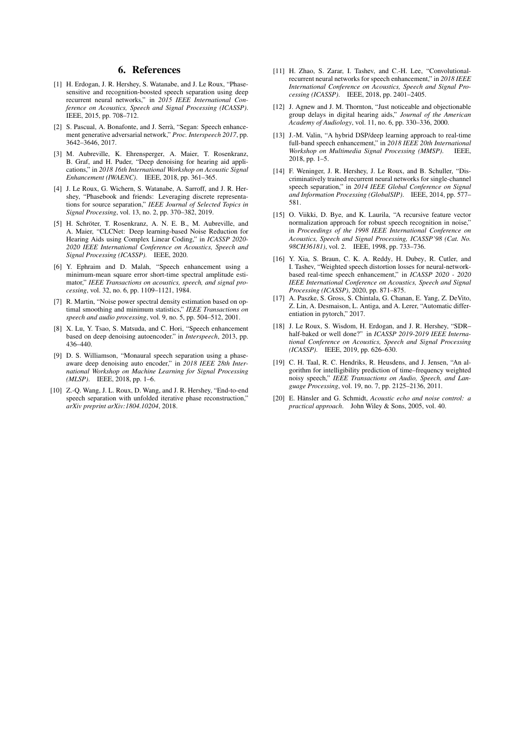## 6. References

[1] H. Erdogan, J. R. Hershey, S. Watanabe, and J. Le Roux, "Phase-sensitive and recognition-boosted speech separation using deep recurrent neural networks," in *2015 IEEE International Conference on Acoustics, Speech and Signal Processing (ICASSP)*. IEEE, 2015, pp. 708–712.

[2] S. Pascual, A. Bonafonte, and J. Serrà, "Segan: Speech enhancement generative adversarial network," *Proc. Interspeech 2017*, pp. 3642–3646, 2017.

[3] M. Aubreville, K. Ehrensperger, A. Maier, T. Rosenkranz, B. Graf, and H. Puder, "Deep denoising for hearing aid applications," in *2018 16th International Workshop on Acoustic Signal Enhancement (IWAENC)*. IEEE, 2018, pp. 361–365.

[4] J. Le Roux, G. Wichern, S. Watanabe, A. Sarroff, and J. R. Hershey, "Phasebook and friends: Leveraging discrete representations for source separation," *IEEE Journal of Selected Topics in Signal Processing*, vol. 13, no. 2, pp. 370–382, 2019.

[5] H. Schröter, T. Rosenkranz, A. N. E. B., M. Aubreville, and A. Maier, "CLCNet: Deep learning-based Noise Reduction for Hearing Aids using Complex Linear Coding," in *ICASSP 2020-2020 IEEE International Conference on Acoustics, Speech and Signal Processing (ICASSP)*. IEEE, 2020.

[6] Y. Ephraim and D. Malah, "Speech enhancement using a minimum-mean square error short-time spectral amplitude estimator," *IEEE Transactions on acoustics, speech, and signal processing*, vol. 32, no. 6, pp. 1109–1121, 1984.

[7] R. Martin, "Noise power spectral density estimation based on optimal smoothing and minimum statistics," *IEEE Transactions on speech and audio processing*, vol. 9, no. 5, pp. 504–512, 2001.

[8] X. Lu, Y. Tsao, S. Matsuda, and C. Hori, "Speech enhancement based on deep denoising autoencoder." in *Interspeech*, 2013, pp. 436–440.

[9] D. S. Williamson, "Monaural speech separation using a phase-aware deep denoising auto encoder," in *2018 IEEE 28th International Workshop on Machine Learning for Signal Processing (MLSP)*. IEEE, 2018, pp. 1–6.

[10] Z.-Q. Wang, J. L. Roux, D. Wang, and J. R. Hershey, "End-to-end speech separation with unfolded iterative phase reconstruction," *arXiv preprint arXiv:1804.10204*, 2018.

[11] H. Zhao, S. Zarar, I. Tashev, and C.-H. Lee, "Convolutional-recurrent neural networks for speech enhancement," in *2018 IEEE International Conference on Acoustics, Speech and Signal Processing (ICASSP)*. IEEE, 2018, pp. 2401–2405.

[12] J. Agnew and J. M. Thornton, "Just noticeable and objectionable group delays in digital hearing aids," *Journal of the American Academy of Audiology*, vol. 11, no. 6, pp. 330–336, 2000.

[13] J.-M. Valin, "A hybrid DSP/deep learning approach to real-time full-band speech enhancement," in *2018 IEEE 20th International Workshop on Multimedia Signal Processing (MMSP)*. IEEE, 2018, pp. 1–5.

[14] F. Weninger, J. R. Hershey, J. Le Roux, and B. Schuller, "Discriminatively trained recurrent neural networks for single-channel speech separation," in *2014 IEEE Global Conference on Signal and Information Processing (GlobalSIP)*. IEEE, 2014, pp. 577–581.

[15] O. Viikki, D. Bye, and K. Laurila, "A recursive feature vector normalization approach for robust speech recognition in noise," in *Proceedings of the 1998 IEEE International Conference on Acoustics, Speech and Signal Processing, ICASSP'98 (Cat. No. 98CH36181)*, vol. 2. IEEE, 1998, pp. 733–736.

[16] Y. Xia, S. Braun, C. K. A. Reddy, H. Dubey, R. Cutler, and I. Tashev, "Weighted speech distortion losses for neural-network-based real-time speech enhancement," in *ICASSP 2020 - 2020 IEEE International Conference on Acoustics, Speech and Signal Processing (ICASSP)*, 2020, pp. 871–875.

[17] A. Paszke, S. Gross, S. Chintala, G. Chanan, E. Yang, Z. DeVito, Z. Lin, A. Desmaison, L. Antiga, and A. Lerer, "Automatic differentiation in pytorch," 2017.

[18] J. Le Roux, S. Wisdom, H. Erdogan, and J. R. Hershey, "SDR–half-baked or well done?" in *ICASSP 2019-2019 IEEE International Conference on Acoustics, Speech and Signal Processing (ICASSP)*. IEEE, 2019, pp. 626–630.

[19] C. H. Taal, R. C. Hendriks, R. Heusdens, and J. Jensen, "An algorithm for intelligibility prediction of time–frequency weighted noisy speech," *IEEE Transactions on Audio, Speech, and Language Processing*, vol. 19, no. 7, pp. 2125–2136, 2011.

[20] E. Hänsler and G. Schmidt, *Acoustic echo and noise control: a practical approach*. John Wiley & Sons, 2005, vol. 40.